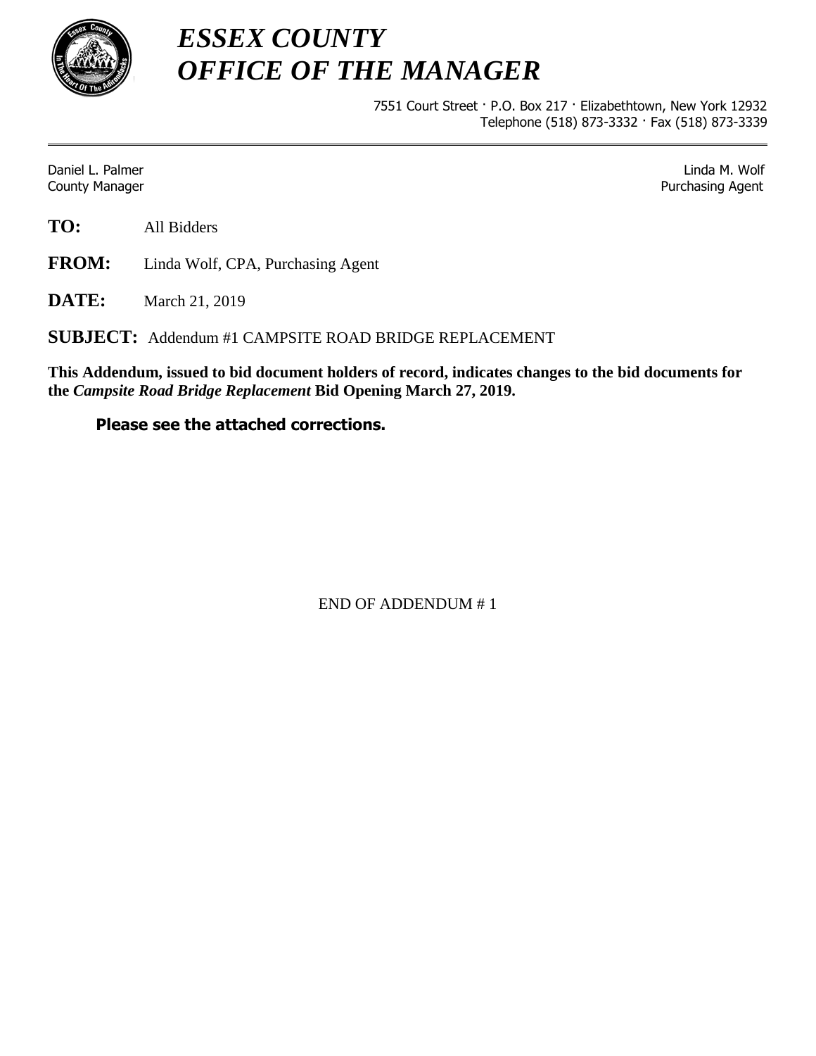# *ESSEX COUNTY*
# *OFFICE OF THE MANAGER*

7551 Court Street · P.O. Box 217 · Elizabethtown, New York 12932
Telephone (518) 873-3332 · Fax (518) 873-3339

---

Daniel L. Palmer
County Manager

Linda M. Wolf
Purchasing Agent

**TO:** All Bidders

**FROM:** Linda Wolf, CPA, Purchasing Agent

**DATE:** March 21, 2019

**SUBJECT:** Addendum #1 CAMPSITE ROAD BRIDGE REPLACEMENT

**This Addendum, issued to bid document holders of record, indicates changes to the bid documents for the *Campsite Road Bridge Replacement* Bid Opening March 27, 2019.**

**Please see the attached corrections.**

END OF ADDENDUM # 1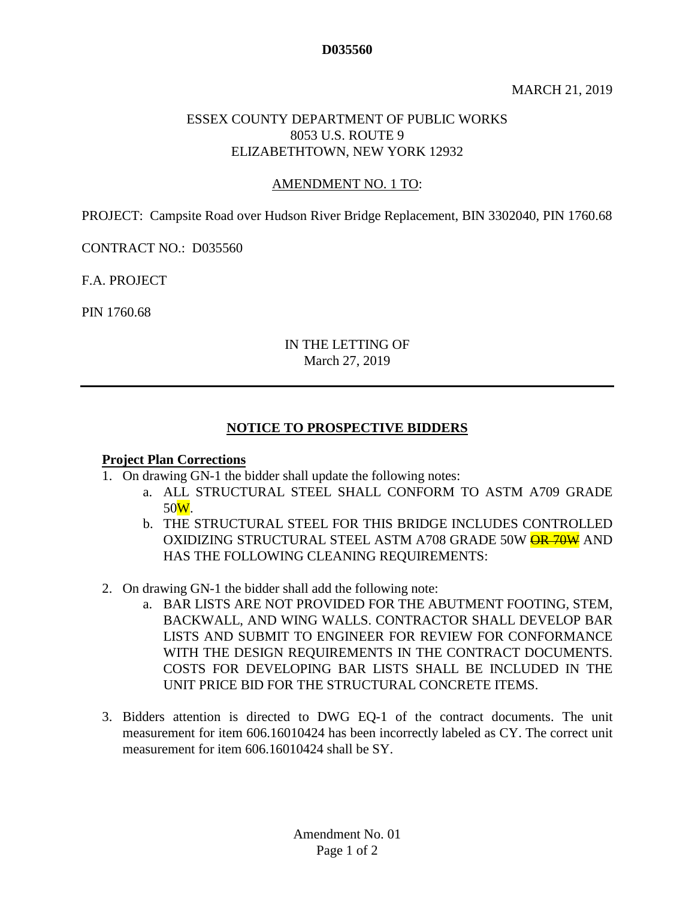**D035560**

MARCH 21, 2019

ESSEX COUNTY DEPARTMENT OF PUBLIC WORKS
8053 U.S. ROUTE 9
ELIZABETHTOWN, NEW YORK 12932

AMENDMENT NO. 1 TO:

PROJECT: Campsite Road over Hudson River Bridge Replacement, BIN 3302040, PIN 1760.68

CONTRACT NO.: D035560

F.A. PROJECT

PIN 1760.68

IN THE LETTING OF
March 27, 2019

---

## NOTICE TO PROSPECTIVE BIDDERS

**Project Plan Corrections**

1. On drawing GN-1 the bidder shall update the following notes:
    a. ALL STRUCTURAL STEEL SHALL CONFORM TO ASTM A709 GRADE 50W.
    b. THE STRUCTURAL STEEL FOR THIS BRIDGE INCLUDES CONTROLLED OXIDIZING STRUCTURAL STEEL ASTM A708 GRADE 50W ~~OR 70W~~ AND HAS THE FOLLOWING CLEANING REQUIREMENTS:

2. On drawing GN-1 the bidder shall add the following note:
    a. BAR LISTS ARE NOT PROVIDED FOR THE ABUTMENT FOOTING, STEM, BACKWALL, AND WING WALLS. CONTRACTOR SHALL DEVELOP BAR LISTS AND SUBMIT TO ENGINEER FOR REVIEW FOR CONFORMANCE WITH THE DESIGN REQUIREMENTS IN THE CONTRACT DOCUMENTS. COSTS FOR DEVELOPING BAR LISTS SHALL BE INCLUDED IN THE UNIT PRICE BID FOR THE STRUCTURAL CONCRETE ITEMS.

3. Bidders attention is directed to DWG EQ-1 of the contract documents. The unit measurement for item 606.16010424 has been incorrectly labeled as CY. The correct unit measurement for item 606.16010424 shall be SY.

Amendment No. 01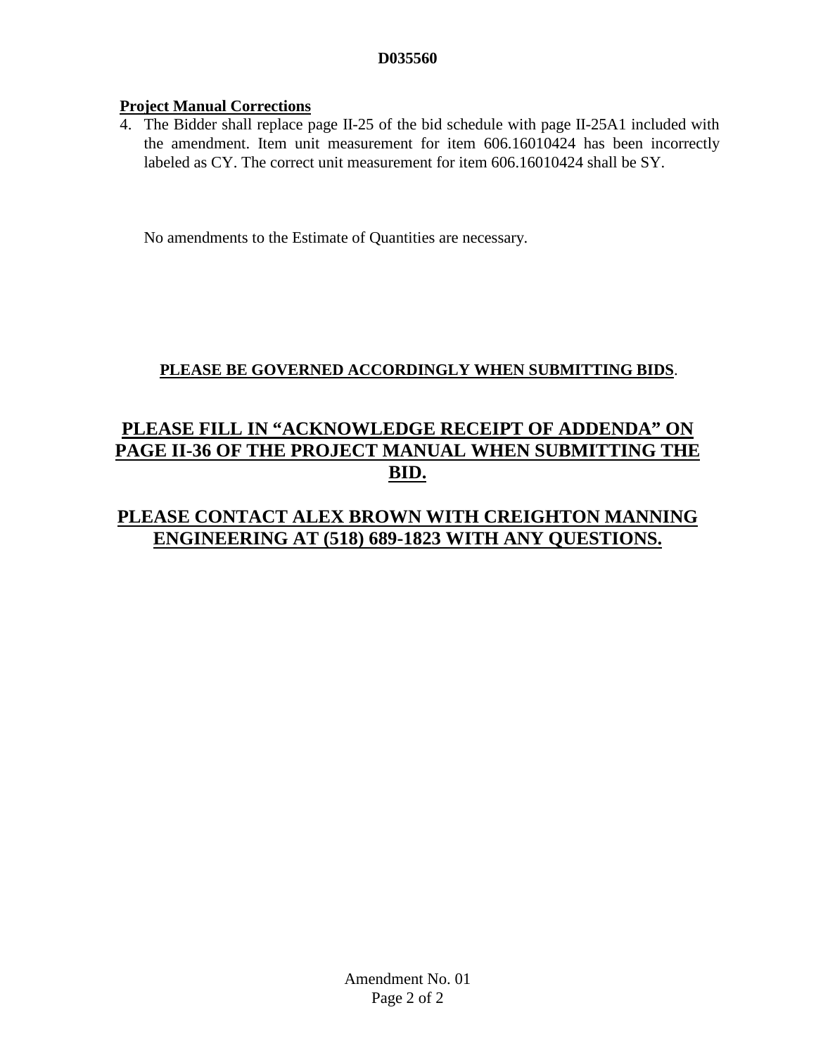**D035560**

**Project Manual Corrections**

4. The Bidder shall replace page II-25 of the bid schedule with page II-25A1 included with the amendment. Item unit measurement for item 606.16010424 has been incorrectly labeled as CY. The correct unit measurement for item 606.16010424 shall be SY.

No amendments to the Estimate of Quantities are necessary.

**PLEASE BE GOVERNED ACCORDINGLY WHEN SUBMITTING BIDS**.

## PLEASE FILL IN "ACKNOWLEDGE RECEIPT OF ADDENDA" ON PAGE II-36 OF THE PROJECT MANUAL WHEN SUBMITTING THE BID.

## PLEASE CONTACT ALEX BROWN WITH CREIGHTON MANNING ENGINEERING AT (518) 689-1823 WITH ANY QUESTIONS.

Amendment No. 01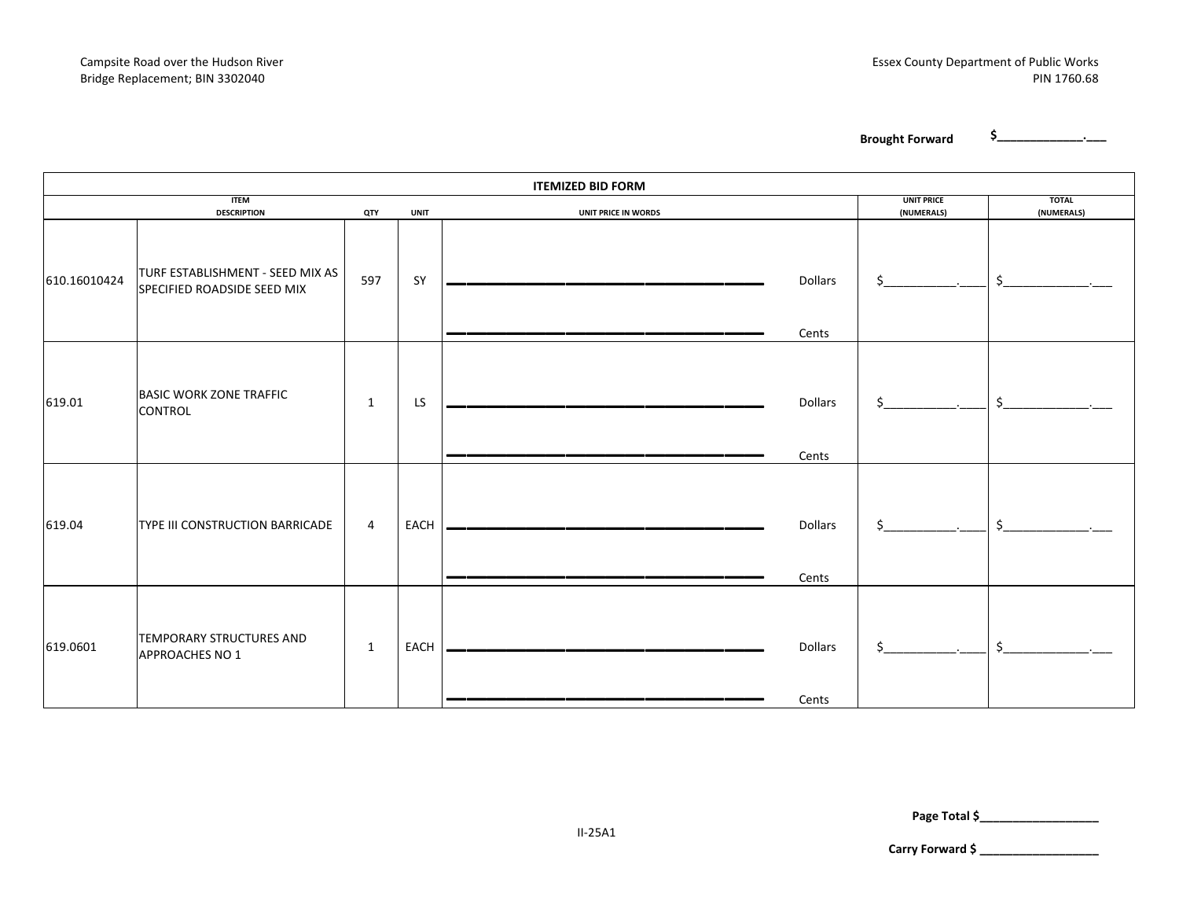Campsite Road over the Hudson River
Bridge Replacement; BIN 3302040

Essex County Department of Public Works
PIN 1760.68

**Brought Forward** $\_\_\_\_\_\_\_\_\_\_\_\_\_.\_\_\_

**ITEMIZED BID FORM**

| ITEM | DESCRIPTION | QTY | UNIT | UNIT PRICE IN WORDS | | UNIT PRICE (NUMERALS) | TOTAL (NUMERALS) |
|---|---|---|---|---|---|---|---|
| 610.16010424 | TURF ESTABLISHMENT - SEED MIX AS SPECIFIED ROADSIDE SEED MIX | 597 | SY | ____________________ | Dollars | $__________.____ | $____________.___ |
| | | | | ____________________ | Cents | | |
| 619.01 | BASIC WORK ZONE TRAFFIC CONTROL | 1 | LS | ____________________ | Dollars | $__________.____ | $____________.___ |
| | | | | ____________________ | Cents | | |
| 619.04 | TYPE III CONSTRUCTION BARRICADE | 4 | EACH | ____________________ | Dollars | $__________.____ | $____________.___ |
| | | | | ____________________ | Cents | | |
| 619.0601 | TEMPORARY STRUCTURES AND APPROACHES NO 1 | 1 | EACH | ____________________ | Dollars | $__________.____ | $____________.___ |
| | | | | ____________________ | Cents | | |

II-25A1

**Page Total $\_\_\_\_\_\_\_\_\_\_\_\_\_\_\_\_\_\_**

**Carry Forward $ \_\_\_\_\_\_\_\_\_\_\_\_\_\_\_\_\_\_**